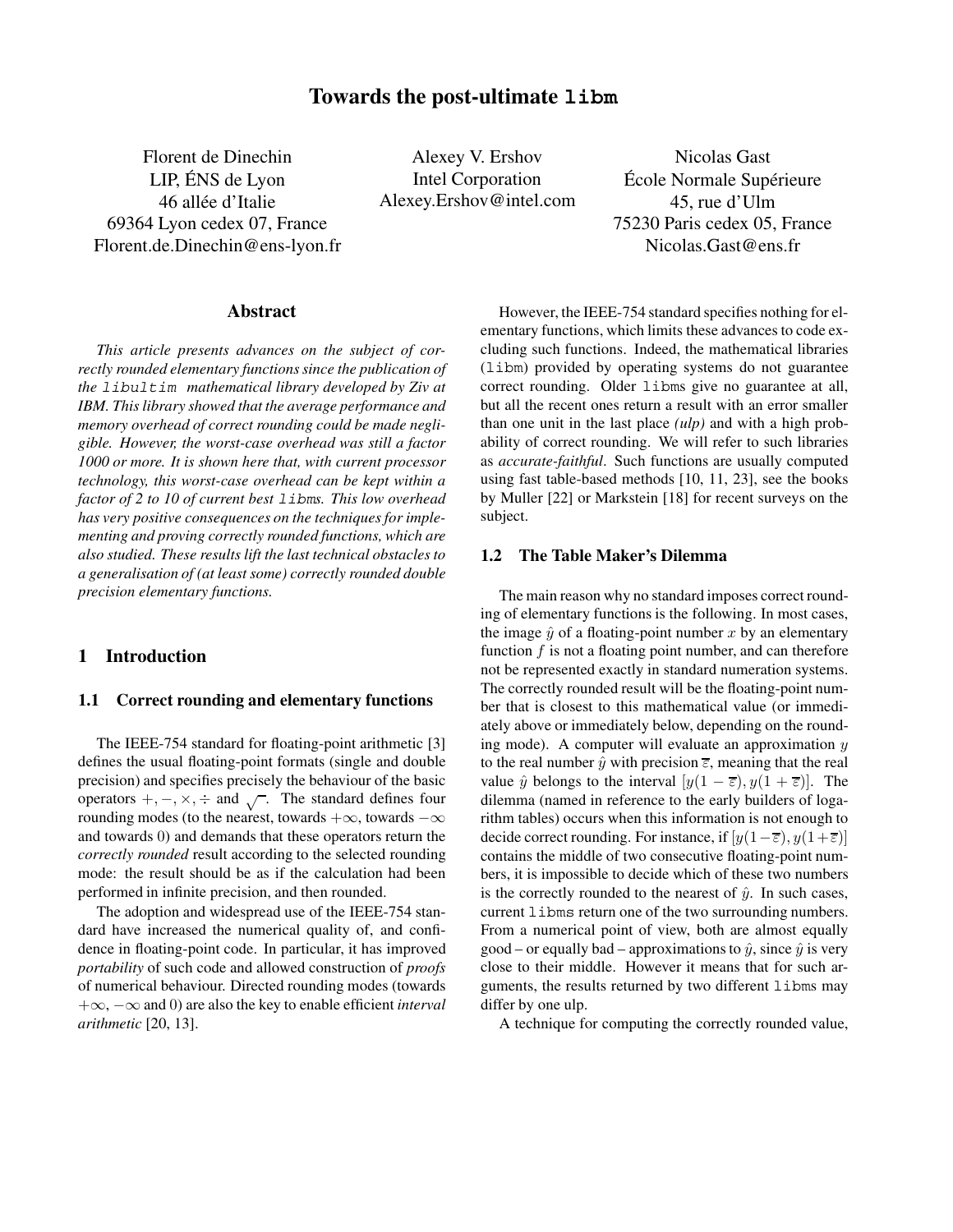# Towards the post-ultimate libm

Florent de Dinechin
LIP, ÉNS de Lyon
46 allée d'Italie
69364 Lyon cedex 07, France
Florent.de.Dinechin@ens-lyon.fr

Alexey V. Ershov
Intel Corporation
Alexey.Ershov@intel.com

Nicolas Gast
École Normale Supérieure
45, rue d'Ulm
75230 Paris cedex 05, France
Nicolas.Gast@ens.fr

## Abstract

*This article presents advances on the subject of correctly rounded elementary functions since the publication of the* `libultim` *mathematical library developed by Ziv at IBM. This library showed that the average performance and memory overhead of correct rounding could be made negligible. However, the worst-case overhead was still a factor 1000 or more. It is shown here that, with current processor technology, this worst-case overhead can be kept within a factor of 2 to 10 of current best* `libms`*. This low overhead has very positive consequences on the techniques for implementing and proving correctly rounded functions, which are also studied. These results lift the last technical obstacles to a generalisation of (at least some) correctly rounded double precision elementary functions.*

## 1 Introduction

### 1.1 Correct rounding and elementary functions

The IEEE-754 standard for floating-point arithmetic [3] defines the usual floating-point formats (single and double precision) and specifies precisely the behaviour of the basic operators $+, -, \times, \div$ and $\sqrt{\ }$. The standard defines four rounding modes (to the nearest, towards $+\infty$, towards $-\infty$ and towards 0) and demands that these operators return the *correctly rounded* result according to the selected rounding mode: the result should be as if the calculation had been performed in infinite precision, and then rounded.

The adoption and widespread use of the IEEE-754 standard have increased the numerical quality of, and confidence in floating-point code. In particular, it has improved *portability* of such code and allowed construction of *proofs* of numerical behaviour. Directed rounding modes (towards $+\infty$, $-\infty$ and 0) are also the key to enable efficient *interval arithmetic* [20, 13].

However, the IEEE-754 standard specifies nothing for elementary functions, which limits these advances to code excluding such functions. Indeed, the mathematical libraries (`libm`) provided by operating systems do not guarantee correct rounding. Older `libms` give no guarantee at all, but all the recent ones return a result with an error smaller than one unit in the last place *(ulp)* and with a high probability of correct rounding. We will refer to such libraries as *accurate-faithful*. Such functions are usually computed using fast table-based methods [10, 11, 23], see the books by Muller [22] or Markstein [18] for recent surveys on the subject.

### 1.2 The Table Maker's Dilemma

The main reason why no standard imposes correct rounding of elementary functions is the following. In most cases, the image $\hat{y}$ of a floating-point number $x$ by an elementary function $f$ is not a floating point number, and can therefore not be represented exactly in standard numeration systems. The correctly rounded result will be the floating-point number that is closest to this mathematical value (or immediately above or immediately below, depending on the rounding mode). A computer will evaluate an approximation $y$ to the real number $\hat{y}$ with precision $\overline{\varepsilon}$, meaning that the real value $\hat{y}$ belongs to the interval $[y(1-\overline{\varepsilon}), y(1+\overline{\varepsilon})]$. The dilemma (named in reference to the early builders of logarithm tables) occurs when this information is not enough to decide correct rounding. For instance, if $[y(1-\overline{\varepsilon}), y(1+\overline{\varepsilon})]$ contains the middle of two consecutive floating-point numbers, it is impossible to decide which of these two numbers is the correctly rounded to the nearest of $\hat{y}$. In such cases, current `libms` return one of the two surrounding numbers. From a numerical point of view, both are almost equally good – or equally bad – approximations to $\hat{y}$, since $\hat{y}$ is very close to their middle. However it means that for such arguments, the results returned by two different `libms` may differ by one ulp.

A technique for computing the correctly rounded value,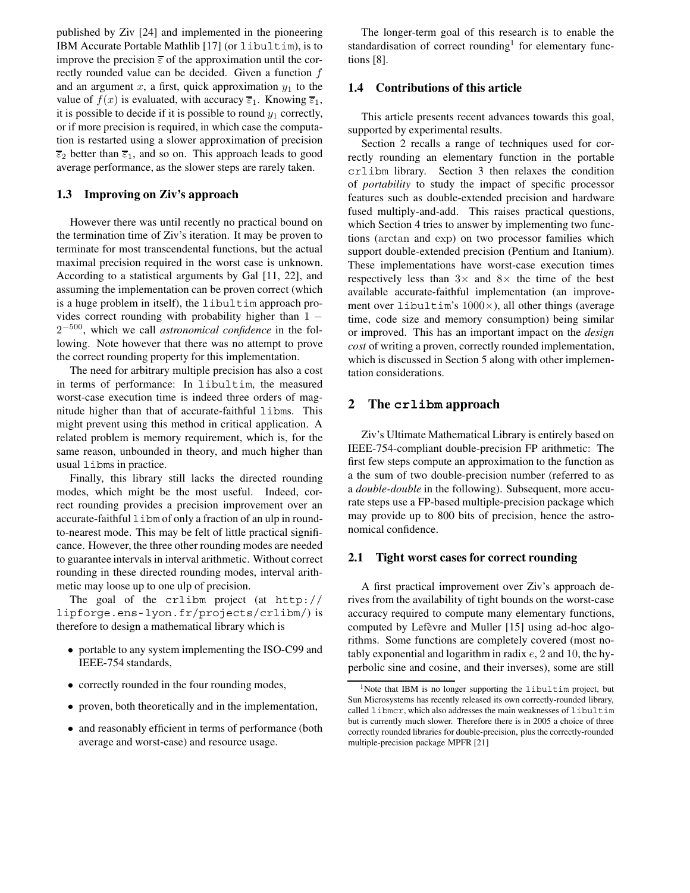published by Ziv [24] and implemented in the pioneering IBM Accurate Portable Mathlib [17] (or libultim), is to improve the precision $\overline{\varepsilon}$ of the approximation until the correctly rounded value can be decided. Given a function $f$ and an argument $x$, a first, quick approximation $y_1$ to the value of $f(x)$ is evaluated, with accuracy $\overline{\varepsilon}_1$. Knowing $\overline{\varepsilon}_1$, it is possible to decide if it is possible to round $y_1$ correctly, or if more precision is required, in which case the computation is restarted using a slower approximation of precision $\overline{\varepsilon}_2$ better than $\overline{\varepsilon}_1$, and so on. This approach leads to good average performance, as the slower steps are rarely taken.

### 1.3 Improving on Ziv's approach

However there was until recently no practical bound on the termination time of Ziv's iteration. It may be proven to terminate for most transcendental functions, but the actual maximal precision required in the worst case is unknown. According to a statistical arguments by Gal [11, 22], and assuming the implementation can be proven correct (which is a huge problem in itself), the libultim approach provides correct rounding with probability higher than $1 - 2^{-500}$, which we call *astronomical confidence* in the following. Note however that there was no attempt to prove the correct rounding property for this implementation.

The need for arbitrary multiple precision has also a cost in terms of performance: In libultim, the measured worst-case execution time is indeed three orders of magnitude higher than that of accurate-faithful libms. This might prevent using this method in critical application. A related problem is memory requirement, which is, for the same reason, unbounded in theory, and much higher than usual libms in practice.

Finally, this library still lacks the directed rounding modes, which might be the most useful. Indeed, correct rounding provides a precision improvement over an accurate-faithful libm of only a fraction of an ulp in round-to-nearest mode. This may be felt of little practical significance. However, the three other rounding modes are needed to guarantee intervals in interval arithmetic. Without correct rounding in these directed rounding modes, interval arithmetic may loose up to one ulp of precision.

The goal of the crlibm project (at http://lipforge.ens-lyon.fr/projects/crlibm/) is therefore to design a mathematical library which is

- portable to any system implementing the ISO-C99 and IEEE-754 standards,
- correctly rounded in the four rounding modes,
- proven, both theoretically and in the implementation,
- and reasonably efficient in terms of performance (both average and worst-case) and resource usage.

The longer-term goal of this research is to enable the standardisation of correct rounding[1] for elementary functions [8].

### 1.4 Contributions of this article

This article presents recent advances towards this goal, supported by experimental results.

Section 2 recalls a range of techniques used for correctly rounding an elementary function in the portable crlibm library. Section 3 then relaxes the condition of *portability* to study the impact of specific processor features such as double-extended precision and hardware fused multiply-and-add. This raises practical questions, which Section 4 tries to answer by implementing two functions (arctan and exp) on two processor families which support double-extended precision (Pentium and Itanium). These implementations have worst-case execution times respectively less than $3\times$ and $8\times$ the time of the best available accurate-faithful implementation (an improvement over libultim's $1000\times$), all other things (average time, code size and memory consumption) being similar or improved. This has an important impact on the *design cost* of writing a proven, correctly rounded implementation, which is discussed in Section 5 along with other implementation considerations.

## 2 The crlibm approach

Ziv's Ultimate Mathematical Library is entirely based on IEEE-754-compliant double-precision FP arithmetic: The first few steps compute an approximation to the function as a the sum of two double-precision number (referred to as a *double-double* in the following). Subsequent, more accurate steps use a FP-based multiple-precision package which may provide up to 800 bits of precision, hence the astronomical confidence.

### 2.1 Tight worst cases for correct rounding

A first practical improvement over Ziv's approach derives from the availability of tight bounds on the worst-case accuracy required to compute many elementary functions, computed by Lefèvre and Muller [15] using ad-hoc algorithms. Some functions are completely covered (most notably exponential and logarithm in radix $e$, 2 and 10, the hyperbolic sine and cosine, and their inverses), some are still

[1] Note that IBM is no longer supporting the libultim project, but Sun Microsystems has recently released its own correctly-rounded library, called libmcr, which also addresses the main weaknesses of libultim but is currently much slower. Therefore there is in 2005 a choice of three correctly rounded libraries for double-precision, plus the correctly-rounded multiple-precision package MPFR [21]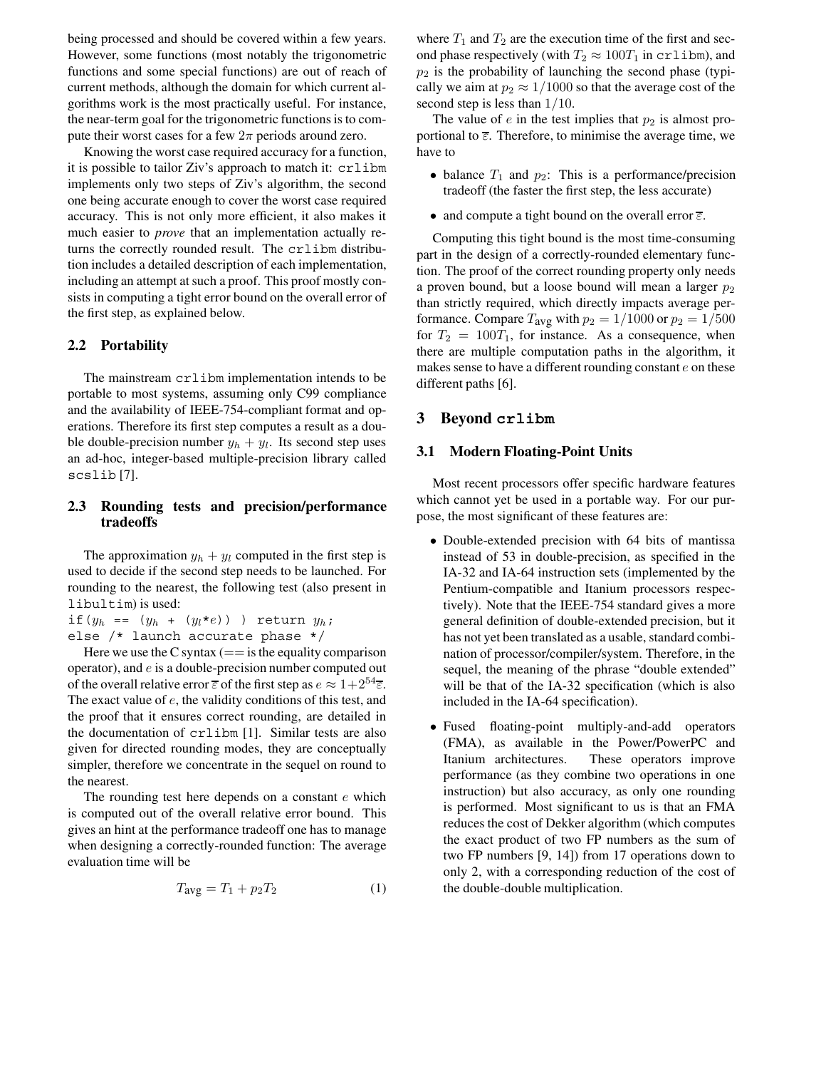being processed and should be covered within a few years. However, some functions (most notably the trigonometric functions and some special functions) are out of reach of current methods, although the domain for which current algorithms work is the most practically useful. For instance, the near-term goal for the trigonometric functions is to compute their worst cases for a few $2\pi$ periods around zero.

Knowing the worst case required accuracy for a function, it is possible to tailor Ziv's approach to match it: crlibm implements only two steps of Ziv's algorithm, the second one being accurate enough to cover the worst case required accuracy. This is not only more efficient, it also makes it much easier to *prove* that an implementation actually returns the correctly rounded result. The crlibm distribution includes a detailed description of each implementation, including an attempt at such a proof. This proof mostly consists in computing a tight error bound on the overall error of the first step, as explained below.

### 2.2 Portability

The mainstream crlibm implementation intends to be portable to most systems, assuming only C99 compliance and the availability of IEEE-754-compliant format and operations. Therefore its first step computes a result as a double double-precision number $y_h + y_l$. Its second step uses an ad-hoc, integer-based multiple-precision library called scslib [7].

### 2.3 Rounding tests and precision/performance tradeoffs

The approximation $y_h + y_l$ computed in the first step is used to decide if the second step needs to be launched. For rounding to the nearest, the following test (also present in libultim) is used:

```
if(y_h == (y_h + (y_l*e)) ) return y_h;
else /* launch accurate phase */
```

Here we use the C syntax (== is the equality comparison operator), and $e$ is a double-precision number computed out of the overall relative error $\overline{\varepsilon}$ of the first step as $e \approx 1 + 2^{54}\overline{\varepsilon}$. The exact value of $e$, the validity conditions of this test, and the proof that it ensures correct rounding, are detailed in the documentation of crlibm [1]. Similar tests are also given for directed rounding modes, they are conceptually simpler, therefore we concentrate in the sequel on round to the nearest.

The rounding test here depends on a constant $e$ which is computed out of the overall relative error bound. This gives an hint at the performance tradeoff one has to manage when designing a correctly-rounded function: The average evaluation time will be

$$T_{\text{avg}} = T_1 + p_2 T_2 \tag{1}$$

where $T_1$ and $T_2$ are the execution time of the first and second phase respectively (with $T_2 \approx 100T_1$ in crlibm), and $p_2$ is the probability of launching the second phase (typically we aim at $p_2 \approx 1/1000$ so that the average cost of the second step is less than $1/10$.

The value of $e$ in the test implies that $p_2$ is almost proportional to $\overline{\varepsilon}$. Therefore, to minimise the average time, we have to

- balance $T_1$ and $p_2$: This is a performance/precision tradeoff (the faster the first step, the less accurate)
- and compute a tight bound on the overall error $\overline{\varepsilon}$.

Computing this tight bound is the most time-consuming part in the design of a correctly-rounded elementary function. The proof of the correct rounding property only needs a proven bound, but a loose bound will mean a larger $p_2$ than strictly required, which directly impacts average performance. Compare $T_{\text{avg}}$ with $p_2 = 1/1000$ or $p_2 = 1/500$ for $T_2 = 100T_1$, for instance. As a consequence, when there are multiple computation paths in the algorithm, it makes sense to have a different rounding constant $e$ on these different paths [6].

## 3 Beyond crlibm

### 3.1 Modern Floating-Point Units

Most recent processors offer specific hardware features which cannot yet be used in a portable way. For our purpose, the most significant of these features are:

- Double-extended precision with 64 bits of mantissa instead of 53 in double-precision, as specified in the IA-32 and IA-64 instruction sets (implemented by the Pentium-compatible and Itanium processors respectively). Note that the IEEE-754 standard gives a more general definition of double-extended precision, but it has not yet been translated as a usable, standard combination of processor/compiler/system. Therefore, in the sequel, the meaning of the phrase "double extended" will be that of the IA-32 specification (which is also included in the IA-64 specification).
- Fused floating-point multiply-and-add operators (FMA), as available in the Power/PowerPC and Itanium architectures. These operators improve performance (as they combine two operations in one instruction) but also accuracy, as only one rounding is performed. Most significant to us is that an FMA reduces the cost of Dekker algorithm (which computes the exact product of two FP numbers as the sum of two FP numbers [9, 14]) from 17 operations down to only 2, with a corresponding reduction of the cost of the double-double multiplication.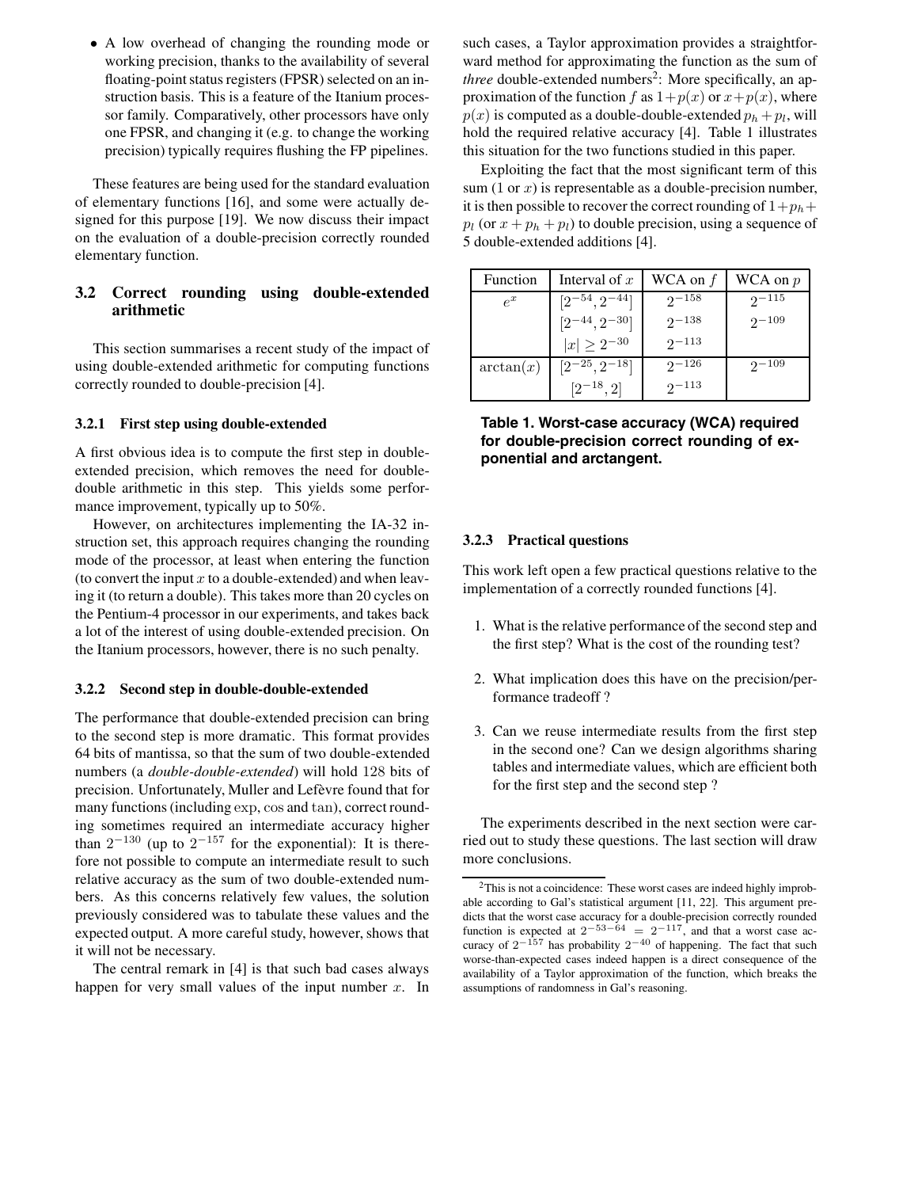- A low overhead of changing the rounding mode or working precision, thanks to the availability of several floating-point status registers (FPSR) selected on an instruction basis. This is a feature of the Itanium processor family. Comparatively, other processors have only one FPSR, and changing it (e.g. to change the working precision) typically requires flushing the FP pipelines.

These features are being used for the standard evaluation of elementary functions [16], and some were actually designed for this purpose [19]. We now discuss their impact on the evaluation of a double-precision correctly rounded elementary function.

### 3.2 Correct rounding using double-extended arithmetic

This section summarises a recent study of the impact of using double-extended arithmetic for computing functions correctly rounded to double-precision [4].

#### 3.2.1 First step using double-extended

A first obvious idea is to compute the first step in double-extended precision, which removes the need for double-double arithmetic in this step. This yields some performance improvement, typically up to 50%.

However, on architectures implementing the IA-32 instruction set, this approach requires changing the rounding mode of the processor, at least when entering the function (to convert the input $x$ to a double-extended) and when leaving it (to return a double). This takes more than 20 cycles on the Pentium-4 processor in our experiments, and takes back a lot of the interest of using double-extended precision. On the Itanium processors, however, there is no such penalty.

#### 3.2.2 Second step in double-double-extended

The performance that double-extended precision can bring to the second step is more dramatic. This format provides 64 bits of mantissa, so that the sum of two double-extended numbers (a *double-double-extended*) will hold 128 bits of precision. Unfortunately, Muller and Lefèvre found that for many functions (including exp, cos and tan), correct rounding sometimes required an intermediate accuracy higher than $2^{-130}$ (up to $2^{-157}$ for the exponential): It is therefore not possible to compute an intermediate result to such relative accuracy as the sum of two double-extended numbers. As this concerns relatively few values, the solution previously considered was to tabulate these values and the expected output. A more careful study, however, shows that it will not be necessary.

The central remark in [4] is that such bad cases always happen for very small values of the input number $x$. In such cases, a Taylor approximation provides a straightforward method for approximating the function as the sum of *three* double-extended numbers[2]: More specifically, an approximation of the function $f$ as $1+p(x)$ or $x+p(x)$, where $p(x)$ is computed as a double-double-extended $p_h + p_l$, will hold the required relative accuracy [4]. Table 1 illustrates this situation for the two functions studied in this paper.

Exploiting the fact that the most significant term of this sum (1 or $x$) is representable as a double-precision number, it is then possible to recover the correct rounding of $1+p_h+p_l$ (or $x + p_h + p_l$) to double precision, using a sequence of 5 double-extended additions [4].

| Function | Interval of $x$ | WCA on $f$ | WCA on $p$ |
|---|---|---|---|
| $e^x$ | $[2^{-54}, 2^{-44}]$ | $2^{-158}$ | $2^{-115}$ |
| | $[2^{-44}, 2^{-30}]$ | $2^{-138}$ | $2^{-109}$ |
| | $\|x\| \geq 2^{-30}$ | $2^{-113}$ | |
| $\arctan(x)$ | $[2^{-25}, 2^{-18}]$ | $2^{-126}$ | $2^{-109}$ |
| | $[2^{-18}, 2]$ | $2^{-113}$ | |

**Table 1. Worst-case accuracy (WCA) required for double-precision correct rounding of exponential and arctangent.**

#### 3.2.3 Practical questions

This work left open a few practical questions relative to the implementation of a correctly rounded functions [4].

1. What is the relative performance of the second step and the first step? What is the cost of the rounding test?
2. What implication does this have on the precision/performance tradeoff ?
3. Can we reuse intermediate results from the first step in the second one? Can we design algorithms sharing tables and intermediate values, which are efficient both for the first step and the second step ?

The experiments described in the next section were carried out to study these questions. The last section will draw more conclusions.

[2] This is not a coincidence: These worst cases are indeed highly improbable according to Gal's statistical argument [11, 22]. This argument predicts that the worst case accuracy for a double-precision correctly rounded function is expected at $2^{-53-64} = 2^{-117}$, and that a worst case accuracy of $2^{-157}$ has probability $2^{-40}$ of happening. The fact that such worse-than-expected cases indeed happen is a direct consequence of the availability of a Taylor approximation of the function, which breaks the assumptions of randomness in Gal's reasoning.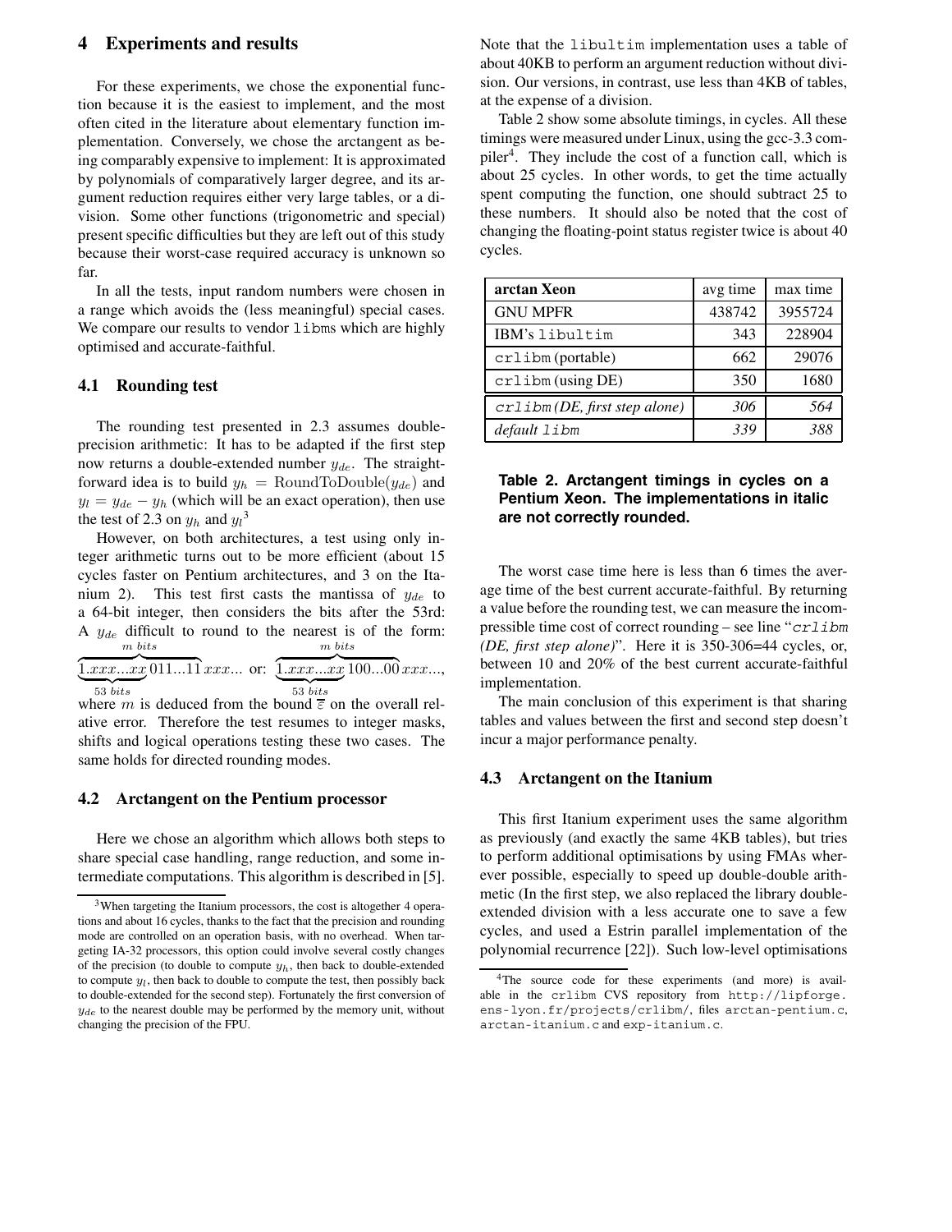## 4 Experiments and results

For these experiments, we chose the exponential function because it is the easiest to implement, and the most often cited in the literature about elementary function implementation. Conversely, we chose the arctangent as being comparably expensive to implement: It is approximated by polynomials of comparatively larger degree, and its argument reduction requires either very large tables, or a division. Some other functions (trigonometric and special) present specific difficulties but they are left out of this study because their worst-case required accuracy is unknown so far.

In all the tests, input random numbers were chosen in a range which avoids the (less meaningful) special cases. We compare our results to vendor `libm`s which are highly optimised and accurate-faithful.

### 4.1 Rounding test

The rounding test presented in 2.3 assumes double-precision arithmetic: It has to be adapted if the first step now returns a double-extended number $y_{de}$. The straightforward idea is to build $y_h = \mathrm{RoundToDouble}(y_{de})$ and $y_l = y_{de} - y_h$ (which will be an exact operation), then use the test of 2.3 on $y_h$ and $y_l$[3]

However, on both architectures, a test using only integer arithmetic turns out to be more efficient (about 15 cycles faster on Pentium architectures, and 3 on the Itanium 2). This test first casts the mantissa of $y_{de}$ to a 64-bit integer, then considers the bits after the 53rd: A $y_{de}$ difficult to round to the nearest is of the form: $\overbrace{\underbrace{1.xxx...xx}_{53\ bits}011...11}^{m\ bits}xxx...$ or: $\overbrace{\underbrace{1.xxx...xx}_{53\ bits}100...00}^{m\ bits}xxx...$, where $m$ is deduced from the bound $\overline{\varepsilon}$ on the overall relative error. Therefore the test resumes to integer masks, shifts and logical operations testing these two cases. The same holds for directed rounding modes.

### 4.2 Arctangent on the Pentium processor

Here we chose an algorithm which allows both steps to share special case handling, range reduction, and some intermediate computations. This algorithm is described in [5]. Note that the `libultim` implementation uses a table of about 40KB to perform an argument reduction without division. Our versions, in contrast, use less than 4KB of tables, at the expense of a division.

Table 2 show some absolute timings, in cycles. All these timings were measured under Linux, using the gcc-3.3 compiler[4]. They include the cost of a function call, which is about 25 cycles. In other words, to get the time actually spent computing the function, one should subtract 25 to these numbers. It should also be noted that the cost of changing the floating-point status register twice is about 40 cycles.

| **arctan Xeon** | avg time | max time |
|---|---|---|
| GNU MPFR | 438742 | 3955724 |
| IBM's `libultim` | 343 | 228904 |
| `crlibm` (portable) | 662 | 29076 |
| `crlibm` (using DE) | 350 | 1680 |
| *`crlibm` (DE, first step alone)* | *306* | *564* |
| *default `libm`* | *339* | *388* |

**Table 2. Arctangent timings in cycles on a Pentium Xeon. The implementations in italic are not correctly rounded.**

The worst case time here is less than 6 times the average time of the best current accurate-faithful. By returning a value before the rounding test, we can measure the incompressible time cost of correct rounding – see line "*`crlibm` (DE, first step alone)*". Here it is 350-306=44 cycles, or, between 10 and 20% of the best current accurate-faithful implementation.

The main conclusion of this experiment is that sharing tables and values between the first and second step doesn't incur a major performance penalty.

### 4.3 Arctangent on the Itanium

This first Itanium experiment uses the same algorithm as previously (and exactly the same 4KB tables), but tries to perform additional optimisations by using FMAs wherever possible, especially to speed up double-double arithmetic (In the first step, we also replaced the library double-extended division with a less accurate one to save a few cycles, and used a Estrin parallel implementation of the polynomial recurrence [22]). Such low-level optimisations

---

[3] When targeting the Itanium processors, the cost is altogether 4 operations and about 16 cycles, thanks to the fact that the precision and rounding mode are controlled on an operation basis, with no overhead. When targeting IA-32 processors, this option could involve several costly changes of the precision (to double to compute $y_h$, then back to double-extended to compute $y_l$, then back to double to compute the test, then possibly back to double-extended for the second step). Fortunately the first conversion of $y_{de}$ to the nearest double may be performed by the memory unit, without changing the precision of the FPU.

[4] The source code for these experiments (and more) is available in the `crlibm` CVS repository from `http://lipforge.ens-lyon.fr/projects/crlibm/`, files `arctan-pentium.c`, `arctan-itanium.c` and `exp-itanium.c`.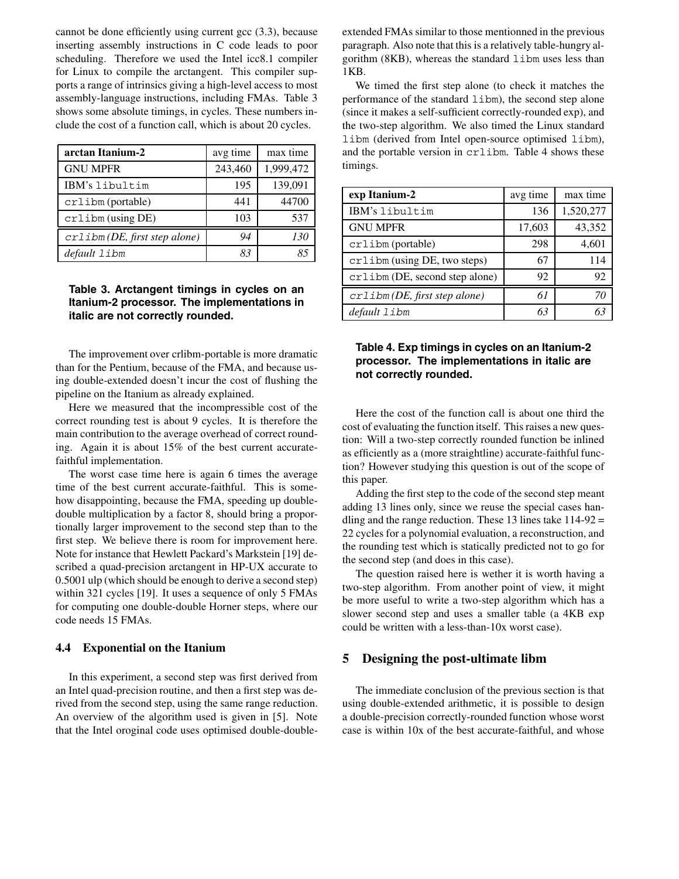cannot be done efficiently using current gcc (3.3), because inserting assembly instructions in C code leads to poor scheduling. Therefore we used the Intel icc8.1 compiler for Linux to compile the arctangent. This compiler supports a range of intrinsics giving a high-level access to most assembly-language instructions, including FMAs. Table 3 shows some absolute timings, in cycles. These numbers include the cost of a function call, which is about 20 cycles.

| **arctan Itanium-2** | avg time | max time |
|---|---|---|
| GNU MPFR | 243,460 | 1,999,472 |
| IBM's `libultim` | 195 | 139,091 |
| `crlibm` (portable) | 441 | 44700 |
| `crlibm` (using DE) | 103 | 537 |
| *`crlibm` (DE, first step alone)* | *94* | *130* |
| *default `libm`* | *83* | *85* |

**Table 3. Arctangent timings in cycles on an Itanium-2 processor. The implementations in italic are not correctly rounded.**

The improvement over crlibm-portable is more dramatic than for the Pentium, because of the FMA, and because using double-extended doesn't incur the cost of flushing the pipeline on the Itanium as already explained.

Here we measured that the incompressible cost of the correct rounding test is about 9 cycles. It is therefore the main contribution to the average overhead of correct rounding. Again it is about 15% of the best current accurate-faithful implementation.

The worst case time here is again 6 times the average time of the best current accurate-faithful. This is somehow disappointing, because the FMA, speeding up double-double multiplication by a factor 8, should bring a proportionally larger improvement to the second step than to the first step. We believe there is room for improvement here. Note for instance that Hewlett Packard's Markstein [19] described a quad-precision arctangent in HP-UX accurate to 0.5001 ulp (which should be enough to derive a second step) within 321 cycles [19]. It uses a sequence of only 5 FMAs for computing one double-double Horner steps, where our code needs 15 FMAs.

### 4.4 Exponential on the Itanium

In this experiment, a second step was first derived from an Intel quad-precision routine, and then a first step was derived from the second step, using the same range reduction. An overview of the algorithm used is given in [5]. Note that the Intel oroginal code uses optimised double-double-extended FMAs similar to those mentionned in the previous paragraph. Also note that this is a relatively table-hungry algorithm (8KB), whereas the standard `libm` uses less than 1KB.

We timed the first step alone (to check it matches the performance of the standard `libm`), the second step alone (since it makes a self-sufficient correctly-rounded exp), and the two-step algorithm. We also timed the Linux standard `libm` (derived from Intel open-source optimised `libm`), and the portable version in `crlibm`. Table 4 shows these timings.

| **exp Itanium-2** | avg time | max time |
|---|---|---|
| IBM's `libultim` | 136 | 1,520,277 |
| GNU MPFR | 17,603 | 43,352 |
| `crlibm` (portable) | 298 | 4,601 |
| `crlibm` (using DE, two steps) | 67 | 114 |
| `crlibm` (DE, second step alone) | 92 | 92 |
| *`crlibm` (DE, first step alone)* | *61* | *70* |
| *default `libm`* | *63* | *63* |

**Table 4. Exp timings in cycles on an Itanium-2 processor. The implementations in italic are not correctly rounded.**

Here the cost of the function call is about one third the cost of evaluating the function itself. This raises a new question: Will a two-step correctly rounded function be inlined as efficiently as a (more straightline) accurate-faithful function? However studying this question is out of the scope of this paper.

Adding the first step to the code of the second step meant adding 13 lines only, since we reuse the special cases handling and the range reduction. These 13 lines take 114-92 = 22 cycles for a polynomial evaluation, a reconstruction, and the rounding test which is statically predicted not to go for the second step (and does in this case).

The question raised here is wether it is worth having a two-step algorithm. From another point of view, it might be more useful to write a two-step algorithm which has a slower second step and uses a smaller table (a 4KB exp could be written with a less-than-10x worst case).

## 5 Designing the post-ultimate libm

The immediate conclusion of the previous section is that using double-extended arithmetic, it is possible to design a double-precision correctly-rounded function whose worst case is within 10x of the best accurate-faithful, and whose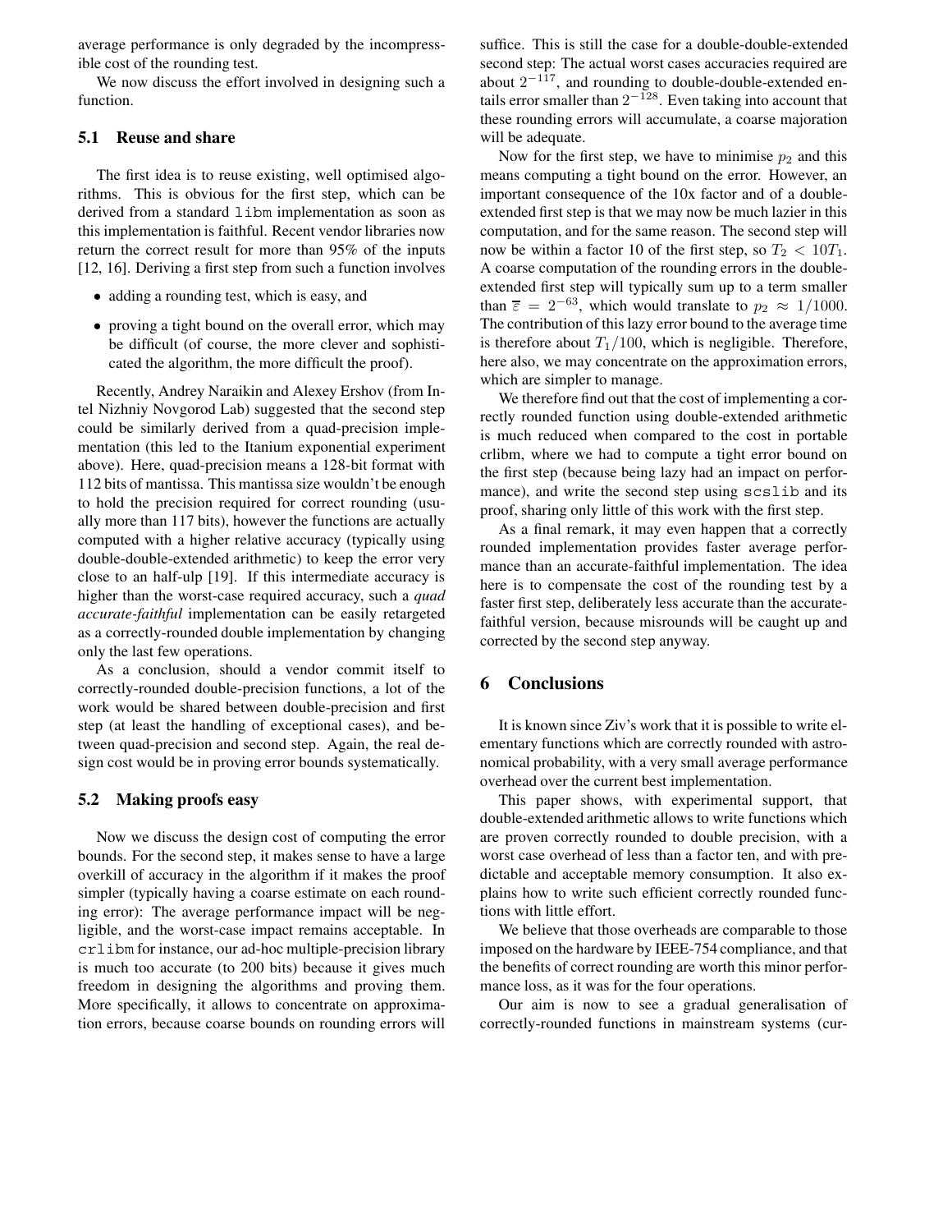average performance is only degraded by the incompressible cost of the rounding test.

We now discuss the effort involved in designing such a function.

### 5.1 Reuse and share

The first idea is to reuse existing, well optimised algorithms. This is obvious for the first step, which can be derived from a standard `libm` implementation as soon as this implementation is faithful. Recent vendor libraries now return the correct result for more than 95% of the inputs [12, 16]. Deriving a first step from such a function involves

- adding a rounding test, which is easy, and
- proving a tight bound on the overall error, which may be difficult (of course, the more clever and sophisticated the algorithm, the more difficult the proof).

Recently, Andrey Naraikin and Alexey Ershov (from Intel Nizhniy Novgorod Lab) suggested that the second step could be similarly derived from a quad-precision implementation (this led to the Itanium exponential experiment above). Here, quad-precision means a 128-bit format with 112 bits of mantissa. This mantissa size wouldn't be enough to hold the precision required for correct rounding (usually more than 117 bits), however the functions are actually computed with a higher relative accuracy (typically using double-double-extended arithmetic) to keep the error very close to an half-ulp [19]. If this intermediate accuracy is higher than the worst-case required accuracy, such a *quad accurate-faithful* implementation can be easily retargeted as a correctly-rounded double implementation by changing only the last few operations.

As a conclusion, should a vendor commit itself to correctly-rounded double-precision functions, a lot of the work would be shared between double-precision and first step (at least the handling of exceptional cases), and between quad-precision and second step. Again, the real design cost would be in proving error bounds systematically.

### 5.2 Making proofs easy

Now we discuss the design cost of computing the error bounds. For the second step, it makes sense to have a large overkill of accuracy in the algorithm if it makes the proof simpler (typically having a coarse estimate on each rounding error): The average performance impact will be negligible, and the worst-case impact remains acceptable. In `crlibm` for instance, our ad-hoc multiple-precision library is much too accurate (to 200 bits) because it gives much freedom in designing the algorithms and proving them. More specifically, it allows to concentrate on approximation errors, because coarse bounds on rounding errors will suffice. This is still the case for a double-double-extended second step: The actual worst cases accuracies required are about $2^{-117}$, and rounding to double-double-extended entails error smaller than $2^{-128}$. Even taking into account that these rounding errors will accumulate, a coarse majoration will be adequate.

Now for the first step, we have to minimise $p_2$ and this means computing a tight bound on the error. However, an important consequence of the 10x factor and of a double-extended first step is that we may now be much lazier in this computation, and for the same reason. The second step will now be within a factor 10 of the first step, so $T_2 < 10T_1$. A coarse computation of the rounding errors in the double-extended first step will typically sum up to a term smaller than $\overline{\varepsilon} = 2^{-63}$, which would translate to $p_2 \approx 1/1000$. The contribution of this lazy error bound to the average time is therefore about $T_1/100$, which is negligible. Therefore, here also, we may concentrate on the approximation errors, which are simpler to manage.

We therefore find out that the cost of implementing a correctly rounded function using double-extended arithmetic is much reduced when compared to the cost in portable crlibm, where we had to compute a tight error bound on the first step (because being lazy had an impact on performance), and write the second step using `scslib` and its proof, sharing only little of this work with the first step.

As a final remark, it may even happen that a correctly rounded implementation provides faster average performance than an accurate-faithful implementation. The idea here is to compensate the cost of the rounding test by a faster first step, deliberately less accurate than the accurate-faithful version, because misrounds will be caught up and corrected by the second step anyway.

## 6 Conclusions

It is known since Ziv's work that it is possible to write elementary functions which are correctly rounded with astronomical probability, with a very small average performance overhead over the current best implementation.

This paper shows, with experimental support, that double-extended arithmetic allows to write functions which are proven correctly rounded to double precision, with a worst case overhead of less than a factor ten, and with predictable and acceptable memory consumption. It also explains how to write such efficient correctly rounded functions with little effort.

We believe that those overheads are comparable to those imposed on the hardware by IEEE-754 compliance, and that the benefits of correct rounding are worth this minor performance loss, as it was for the four operations.

Our aim is now to see a gradual generalisation of correctly-rounded functions in mainstream systems (cur-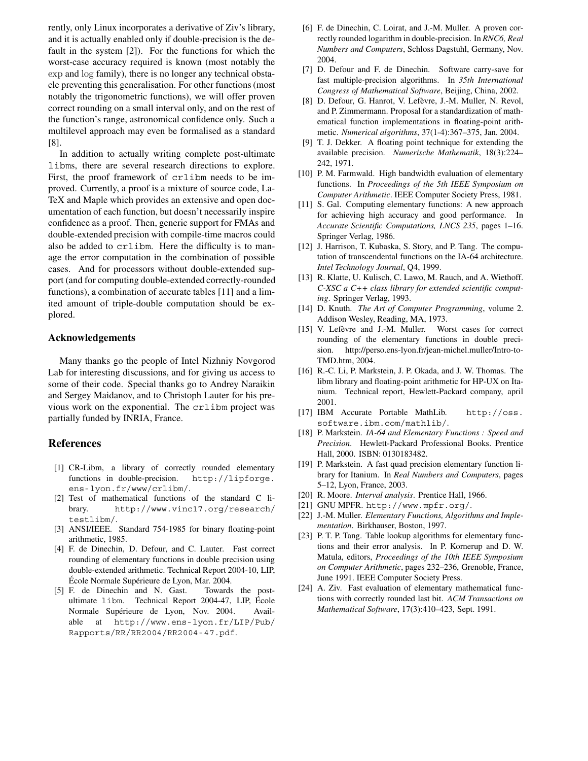rently, only Linux incorporates a derivative of Ziv's library, and it is actually enabled only if double-precision is the default in the system [2]). For the functions for which the worst-case accuracy required is known (most notably the exp and log family), there is no longer any technical obstacle preventing this generalisation. For other functions (most notably the trigonometric functions), we will offer proven correct rounding on a small interval only, and on the rest of the function's range, astronomical confidence only. Such a multilevel approach may even be formalised as a standard [8].

In addition to actually writing complete post-ultimate `libm`s, there are several research directions to explore. First, the proof framework of `crlibm` needs to be improved. Currently, a proof is a mixture of source code, LaTeX and Maple which provides an extensive and open documentation of each function, but doesn't necessarily inspire confidence as a proof. Then, generic support for FMAs and double-extended precision with compile-time macros could also be added to `crlibm`. Here the difficulty is to manage the error computation in the combination of possible cases. And for processors without double-extended support (and for computing double-extended correctly-rounded functions), a combination of accurate tables [11] and a limited amount of triple-double computation should be explored.

## Acknowledgements

Many thanks go the people of Intel Nizhniy Novgorod Lab for interesting discussions, and for giving us access to some of their code. Special thanks go to Andrey Naraikin and Sergey Maidanov, and to Christoph Lauter for his previous work on the exponential. The `crlibm` project was partially funded by INRIA, France.

## References

[1] CR-Libm, a library of correctly rounded elementary functions in double-precision. http://lipforge.ens-lyon.fr/www/crlibm/.

[2] Test of mathematical functions of the standard C library. http://www.vinc17.org/research/testlibm/.

[3] ANSI/IEEE. Standard 754-1985 for binary floating-point arithmetic, 1985.

[4] F. de Dinechin, D. Defour, and C. Lauter. Fast correct rounding of elementary functions in double precision using double-extended arithmetic. Technical Report 2004-10, LIP, École Normale Supérieure de Lyon, Mar. 2004.

[5] F. de Dinechin and N. Gast. Towards the post-ultimate `libm`. Technical Report 2004-47, LIP, École Normale Supérieure de Lyon, Nov. 2004. Available at http://www.ens-lyon.fr/LIP/Pub/Rapports/RR/RR2004/RR2004-47.pdf.

[6] F. de Dinechin, C. Loirat, and J.-M. Muller. A proven correctly rounded logarithm in double-precision. In *RNC6, Real Numbers and Computers*, Schloss Dagstuhl, Germany, Nov. 2004.

[7] D. Defour and F. de Dinechin. Software carry-save for fast multiple-precision algorithms. In *35th International Congress of Mathematical Software*, Beijing, China, 2002.

[8] D. Defour, G. Hanrot, V. Lefèvre, J.-M. Muller, N. Revol, and P. Zimmermann. Proposal for a standardization of mathematical function implementations in floating-point arithmetic. *Numerical algorithms*, 37(1-4):367–375, Jan. 2004.

[9] T. J. Dekker. A floating point technique for extending the available precision. *Numerische Mathematik*, 18(3):224–242, 1971.

[10] P. M. Farmwald. High bandwidth evaluation of elementary functions. In *Proceedings of the 5th IEEE Symposium on Computer Arithmetic*. IEEE Computer Society Press, 1981.

[11] S. Gal. Computing elementary functions: A new approach for achieving high accuracy and good performance. In *Accurate Scientific Computations, LNCS 235*, pages 1–16. Springer Verlag, 1986.

[12] J. Harrison, T. Kubaska, S. Story, and P. Tang. The computation of transcendental functions on the IA-64 architecture. *Intel Technology Journal*, Q4, 1999.

[13] R. Klatte, U. Kulisch, C. Lawo, M. Rauch, and A. Wiethoff. *C-XSC a C++ class library for extended scientific computing*. Springer Verlag, 1993.

[14] D. Knuth. *The Art of Computer Programming*, volume 2. Addison Wesley, Reading, MA, 1973.

[15] V. Lefèvre and J.-M. Muller. Worst cases for correct rounding of the elementary functions in double precision. http://perso.ens-lyon.fr/jean-michel.muller/Intro-to-TMD.htm, 2004.

[16] R.-C. Li, P. Markstein, J. P. Okada, and J. W. Thomas. The libm library and floating-point arithmetic for HP-UX on Itanium. Technical report, Hewlett-Packard company, april 2001.

[17] IBM Accurate Portable MathLib. http://oss.software.ibm.com/mathlib/.

[18] P. Markstein. *IA-64 and Elementary Functions : Speed and Precision*. Hewlett-Packard Professional Books. Prentice Hall, 2000. ISBN: 0130183482.

[19] P. Markstein. A fast quad precision elementary function library for Itanium. In *Real Numbers and Computers*, pages 5–12, Lyon, France, 2003.

[20] R. Moore. *Interval analysis*. Prentice Hall, 1966.

[21] GNU MPFR. http://www.mpfr.org/.

[22] J.-M. Muller. *Elementary Functions, Algorithms and Implementation*. Birkhauser, Boston, 1997.

[23] P. T. P. Tang. Table lookup algorithms for elementary functions and their error analysis. In P. Kornerup and D. W. Matula, editors, *Proceedings of the 10th IEEE Symposium on Computer Arithmetic*, pages 232–236, Grenoble, France, June 1991. IEEE Computer Society Press.

[24] A. Ziv. Fast evaluation of elementary mathematical functions with correctly rounded last bit. *ACM Transactions on Mathematical Software*, 17(3):410–423, Sept. 1991.